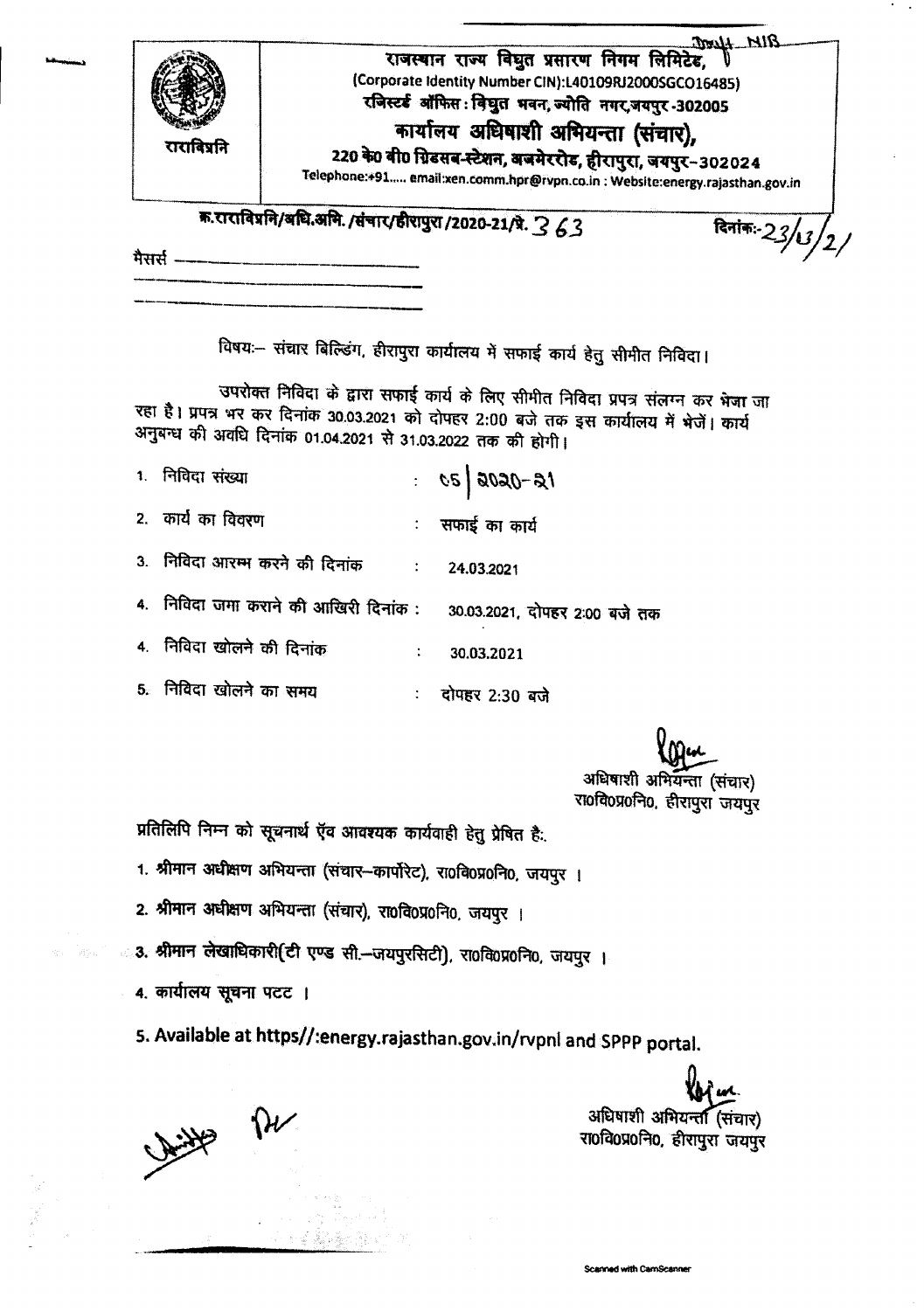Draft NIB

राजस्थान राज्य विद्युत प्रसारण निगम लिमिटेड,
(Corporate Identity Number CIN):L40109RJ2000SGCO16485)
रजिस्टर्ड ऑफिस : विद्युत भवन, ज्योति नगर,जयपुर-302005

## कार्यालय अधिशाषी अभियन्ता (संचार),

**220 के0 वी0 ग्रिडसब-स्टेशन, अजमेररोड, हीरापुरा, जयपुर-302024**

Telephone:+91..... email:xen.comm.hpr@rvpn.co.in : Website:energy.rajasthan.gov.in

राराविप्रनि

**क्र.राराविप्रनि/अधि.अभि. /संचार/हीरापुरा/2020-21/प्र. 363** दिनांकः- 23/3/21

मैसर्स ______________________

विषयः– संचार बिल्डिंग, हीरापुरा कार्यालय में सफाई कार्य हेतु सीमीत निविदा।

उपरोक्त निविदा के द्वारा सफाई कार्य के लिए सीमीत निविदा प्रपत्र संलग्न कर भेजा जा रहा है। प्रपत्र भर कर दिनांक 30.03.2021 को दोपहर 2:00 बजे तक इस कार्यालय में भेजें। कार्य अनुबन्ध की अवधि दिनांक 01.04.2021 से 31.03.2022 तक की होगी।

1. निविदा संख्या : ०६ | २०२०-२१
2. कार्य का विवरण : सफाई का कार्य
3. निविदा आरम्भ करने की दिनांक : 24.03.2021
4. निविदा जमा कराने की आखिरी दिनांक : 30.03.2021, दोपहर 2:00 बजे तक
4. निविदा खोलने की दिनांक : 30.03.2021
5. निविदा खोलने का समय : दोपहर 2:30 बजे

अधिषाशी अभियन्ता (संचार)
रा0वि0प्र0नि0, हीरापुरा जयपुर

प्रतिलिपि निम्न को सूचनार्थ ऍव आवश्यक कार्यवाही हेतु प्रेषित हैः.

1. श्रीमान अधीक्षण अभियन्ता (संचार–कार्पोरेट), रा0वि0प्र0नि0, जयपुर ।
2. श्रीमान अधीक्षण अभियन्ता (संचार), रा0वि0प्र0नि0, जयपुर ।
3. श्रीमान लेखाधिकारी(टी एण्ड सी.–जयपुरसिटी), रा0वि0प्र0नि0, जयपुर ।
4. कार्यालय सूचना पटट ।
5. **Available at https//:energy.rajasthan.gov.in/rvpnl and SPPP portal.**

अधिषाशी अभियन्ता (संचार)
रा0वि0प्र0नि0, हीरापुरा जयपुर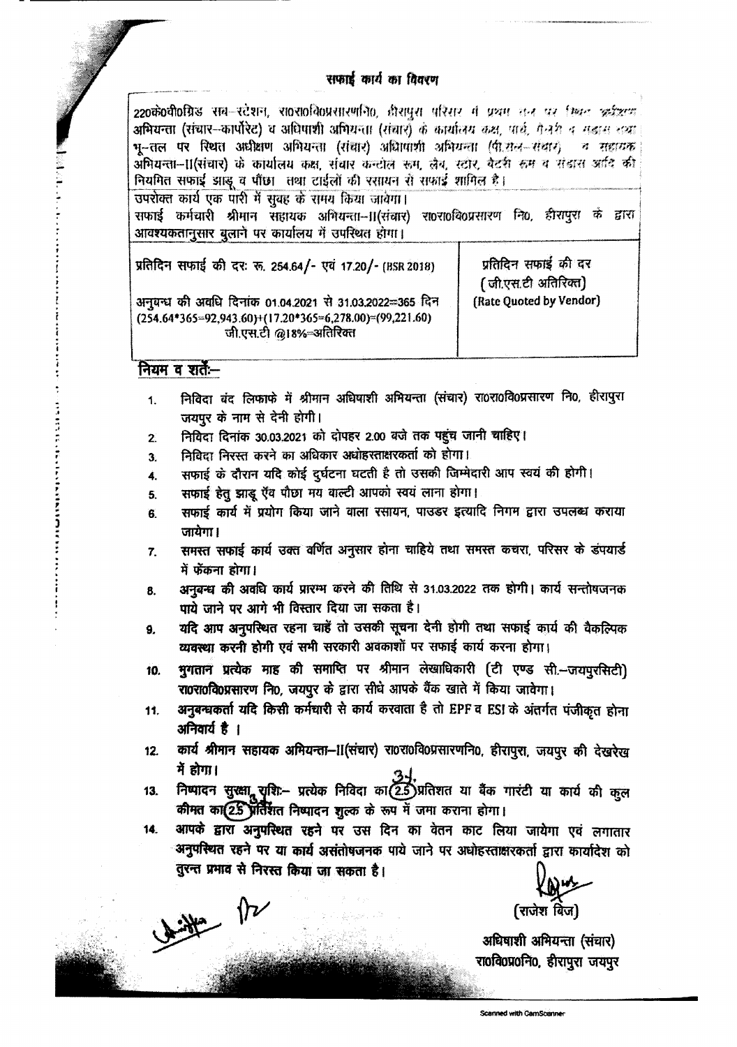# सफाई कार्य का विवरण

| | |
|---|---|
| 220के0वी0ग्रिड सब–स्टेशन, रा0रा0वि0प्रसारणनि0, हीरापुरा परिसर में प्रथम तल पर स्थित अधीक्षण अभियन्ता (संचार–कार्पोरेट) व अधिशाषी अभियन्ता (संचार) के कार्यालय कक्ष, पार्क, गैलरी व स्टोर तथा भू–तल पर स्थित अधीक्षण अभियन्ता (संचार) अधिशाषी अभियन्ता (पी.एल–संचार) व सहायक अभियन्ता–II(संचार) के कार्यालय कक्ष, संचार कन्ट्रोल रूम, लैब, स्टोर, बैटरी रूम व भंडार आदि की नियमित सफाई झाडू व पौंछा तथा टाईलों की रसायन से सफाई शामिल है। | |
| उपरोक्त कार्य एक पारी में सुबह के समय किया जावेगा। सफाई कर्मचारी श्रीमान सहायक अभियन्ता–II(संचार) रा0रा0वि0प्रसारण नि0, हीरापुरा के द्वारा आवश्यकतानुसार बुलाने पर कार्यालय में उपस्थित होगा। | |
| प्रतिदिन सफाई की दर: रू. 254.64/- एवं 17.20/- (BSR 2018)<br><br>अनुबन्ध की अवधि दिनांक 01.04.2021 से 31.03.2022=365 दिन (254.64*365=92,943.60)+(17.20*365=6,278.00)=(99,221.60) जी.एस.टी @18%=अतिरिक्त | प्रतिदिन सफाई की दर (जी.एस.टी अतिरिक्त) (Rate Quoted by Vendor) |

## नियम व शर्तेः–

1. निविदा बंद लिफाफे में श्रीमान अधिशाषी अभियन्ता (संचार) रा0रा0वि0प्रसारण नि0, हीरापुरा जयपुर के नाम से देनी होगी।
2. निविदा दिनांक 30.03.2021 को दोपहर 2.00 बजे तक पहुंच जानी चाहिए।
3. निविदा निरस्त करने का अधिकार अधोहस्ताक्षरकर्ता को होगा।
4. सफाई के दौरान यदि कोई दुर्घटना घटती है तो उसकी जिम्मेदारी आप स्वयं की होगी।
5. सफाई हेतु झाडू ऐंव पौछा मय बाल्टी आपको स्वयं लाना होगा।
6. सफाई कार्य में प्रयोग किया जाने वाला रसायन, पाउडर इत्यादि निगम द्वारा उपलब्ध कराया जायेगा।
7. समस्त सफाई कार्य उक्त वर्णित अनुसार होना चाहिये तथा समस्त कचरा, परिसर के डंपयार्ड में फेंकना होगा।
8. अनुबन्ध की अवधि कार्य प्रारम्भ करने की तिथि से 31.03.2022 तक होगी। कार्य सन्तोषजनक पाये जाने पर आगे भी विस्तार दिया जा सकता है।
9. यदि आप अनुपस्थित रहना चाहें तो उसकी सूचना देनी होगी तथा सफाई कार्य की वैकल्पिक व्यवस्था करनी होगी एवं सभी सरकारी अवकाशों पर सफाई कार्य करना होगा।
10. भुगतान प्रत्येक माह की समाप्ति पर श्रीमान लेखाधिकारी (टी एण्ड सी.–जयपुरसिटी) रा0रा0वि0प्रसारण नि0, जयपुर के द्वारा सीधे आपके बैंक खाते में किया जावेगा।
11. अनुबन्धकर्ता यदि किसी कर्मचारी से कार्य करवाता है तो EPF व ESI के अंतर्गत पंजीकृत होना अनिवार्य है ।
12. कार्य श्रीमान सहायक अभियन्ता–II(संचार) रा0रा0वि0प्रसारणनि0, हीरापुरा, जयपुर की देखरेख में होगा।
13. निष्पादन सुरक्षा राशिः– प्रत्येक निविदा का (2.5) 3% प्रतिशत या बैंक गारंटी या कार्य की कुल कीमत का (2.5) प्रतिशत निष्पादन शुल्क के रूप में जमा कराना होगा।
14. आपके द्वारा अनुपस्थित रहने पर उस दिन का वेतन काट लिया जायेगा एवं लगातार अनुपस्थित रहने पर या कार्य असंतोषजनक पाये जाने पर अधोहस्ताक्षरकर्ता द्वारा कार्यादेश को तुरन्त प्रभाव से निरस्त किया जा सकता है।

(राजेश विज)

अधिशाषी अभियन्ता (संचार)
रा0वि0प्र0नि0, हीरापुरा जयपुर